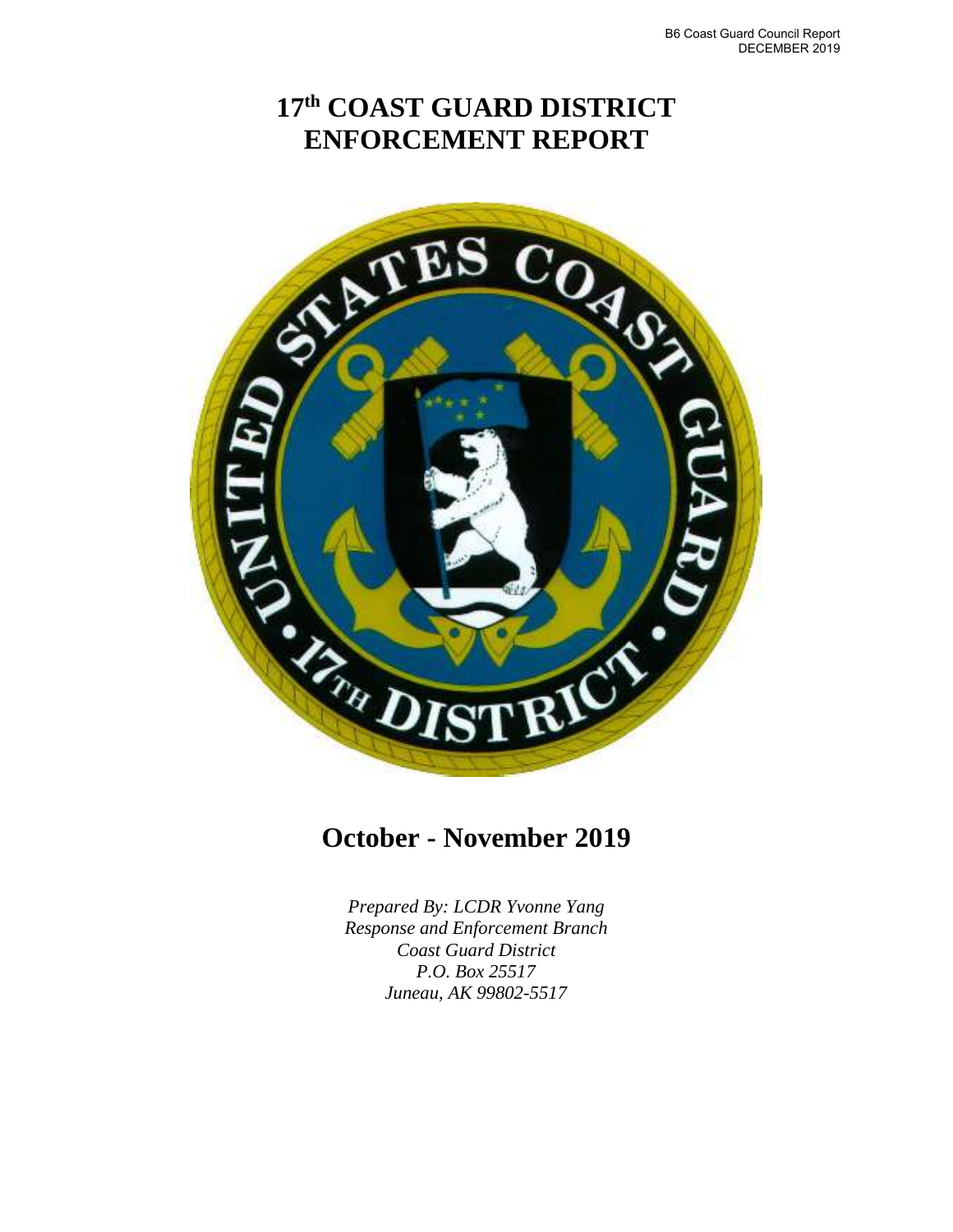B6 Coast Guard Council Report
DECEMBER 2019

# 17th COAST GUARD DISTRICT ENFORCEMENT REPORT

## October - November 2019

*Prepared By: LCDR Yvonne Yang*
*Response and Enforcement Branch*
*Coast Guard District*
*P.O. Box 25517*
*Juneau, AK 99802-5517*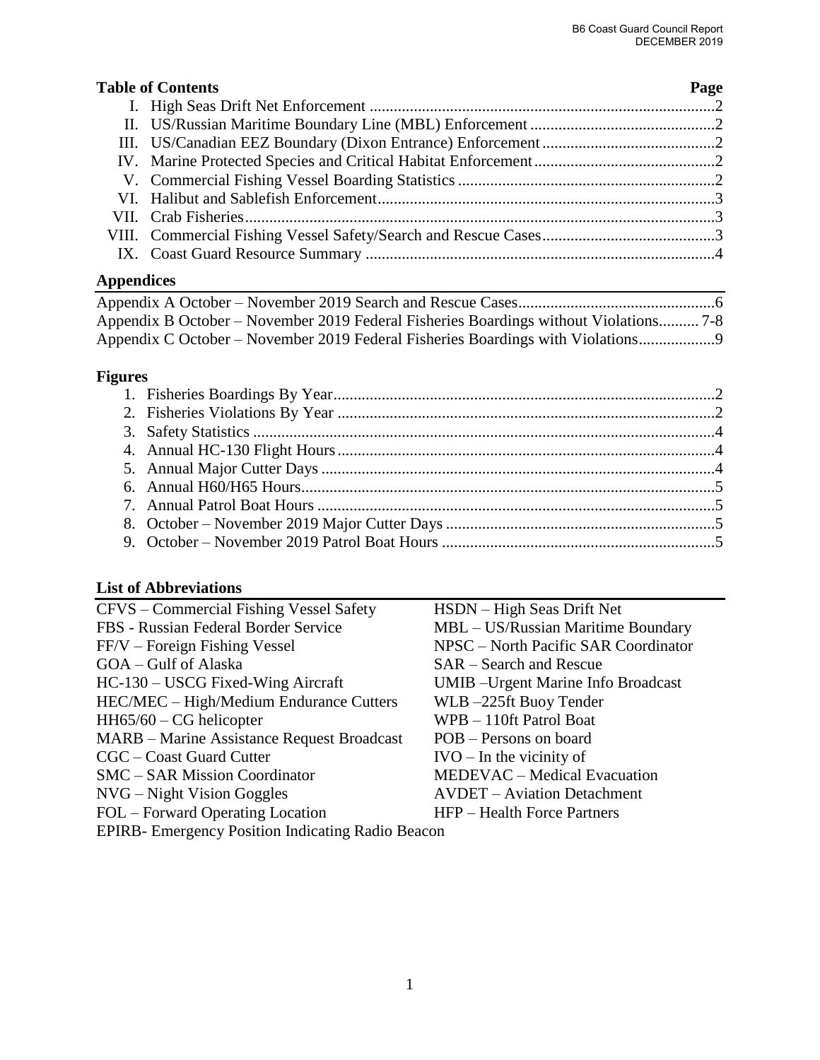**Table of Contents** **Page**

I. High Seas Drift Net Enforcement .....................................................................................2
II. US/Russian Maritime Boundary Line (MBL) Enforcement .............................................2
III. US/Canadian EEZ Boundary (Dixon Entrance) Enforcement ..........................................2
IV. Marine Protected Species and Critical Habitat Enforcement ............................................2
V. Commercial Fishing Vessel Boarding Statistics ...............................................................2
VI. Halibut and Sablefish Enforcement ...................................................................................3
VII. Crab Fisheries ...................................................................................................................3
VIII. Commercial Fishing Vessel Safety/Search and Rescue Cases ..........................................3
IX. Coast Guard Resource Summary ......................................................................................4

## Appendices

Appendix A October – November 2019 Search and Rescue Cases.................................................6
Appendix B October – November 2019 Federal Fisheries Boardings without Violations.......... 7-8
Appendix C October – November 2019 Federal Fisheries Boardings with Violations..................9

## Figures

1. Fisheries Boardings By Year..............................................................................................2
2. Fisheries Violations By Year .............................................................................................2
3. Safety Statistics ..................................................................................................................4
4. Annual HC-130 Flight Hours .............................................................................................4
5. Annual Major Cutter Days .................................................................................................4
6. Annual H60/H65 Hours......................................................................................................5
7. Annual Patrol Boat Hours ..................................................................................................5
8. October – November 2019 Major Cutter Days ..................................................................5
9. October – November 2019 Patrol Boat Hours ...................................................................5

## List of Abbreviations

| | |
|---|---|
| CFVS – Commercial Fishing Vessel Safety | HSDN – High Seas Drift Net |
| FBS - Russian Federal Border Service | MBL – US/Russian Maritime Boundary |
| FF/V – Foreign Fishing Vessel | NPSC – North Pacific SAR Coordinator |
| GOA – Gulf of Alaska | SAR – Search and Rescue |
| HC-130 – USCG Fixed-Wing Aircraft | UMIB –Urgent Marine Info Broadcast |
| HEC/MEC – High/Medium Endurance Cutters | WLB –225ft Buoy Tender |
| HH65/60 – CG helicopter | WPB – 110ft Patrol Boat |
| MARB – Marine Assistance Request Broadcast | POB – Persons on board |
| CGC – Coast Guard Cutter | IVO – In the vicinity of |
| SMC – SAR Mission Coordinator | MEDEVAC – Medical Evacuation |
| NVG – Night Vision Goggles | AVDET – Aviation Detachment |
| FOL – Forward Operating Location | HFP – Health Force Partners |
| EPIRB- Emergency Position Indicating Radio Beacon | |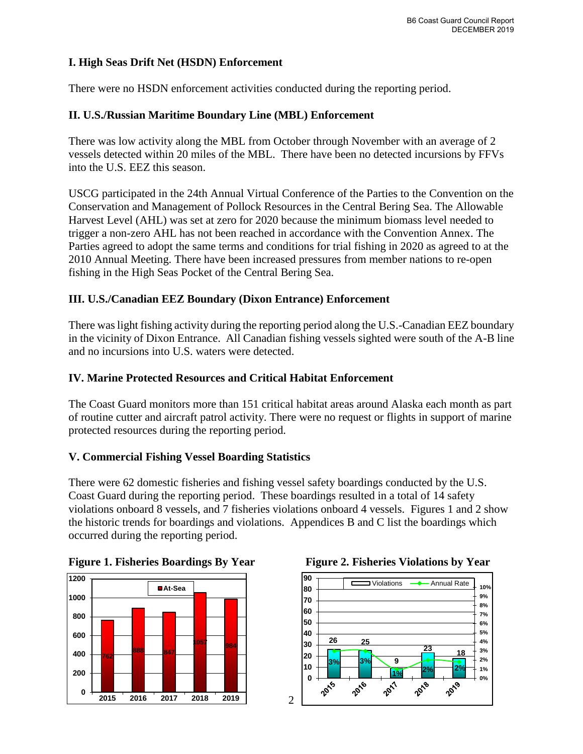## I. High Seas Drift Net (HSDN) Enforcement

There were no HSDN enforcement activities conducted during the reporting period.

## II. U.S./Russian Maritime Boundary Line (MBL) Enforcement

There was low activity along the MBL from October through November with an average of 2 vessels detected within 20 miles of the MBL. There have been no detected incursions by FFVs into the U.S. EEZ this season.

USCG participated in the 24th Annual Virtual Conference of the Parties to the Convention on the Conservation and Management of Pollock Resources in the Central Bering Sea. The Allowable Harvest Level (AHL) was set at zero for 2020 because the minimum biomass level needed to trigger a non-zero AHL has not been reached in accordance with the Convention Annex. The Parties agreed to adopt the same terms and conditions for trial fishing in 2020 as agreed to at the 2010 Annual Meeting. There have been increased pressures from member nations to re-open fishing in the High Seas Pocket of the Central Bering Sea.

## III. U.S./Canadian EEZ Boundary (Dixon Entrance) Enforcement

There was light fishing activity during the reporting period along the U.S.-Canadian EEZ boundary in the vicinity of Dixon Entrance. All Canadian fishing vessels sighted were south of the A-B line and no incursions into U.S. waters were detected.

## IV. Marine Protected Resources and Critical Habitat Enforcement

The Coast Guard monitors more than 151 critical habitat areas around Alaska each month as part of routine cutter and aircraft patrol activity. There were no request or flights in support of marine protected resources during the reporting period.

## V. Commercial Fishing Vessel Boarding Statistics

There were 62 domestic fisheries and fishing vessel safety boardings conducted by the U.S. Coast Guard during the reporting period. These boardings resulted in a total of 14 safety violations onboard 8 vessels, and 7 fisheries violations onboard 4 vessels. Figures 1 and 2 show the historic trends for boardings and violations. Appendices B and C list the boardings which occurred during the reporting period.

**Figure 1. Fisheries Boardings By Year**

| Year | At-Sea |
|---|---|
| 2015 | 762 |
| 2016 | 888 |
| 2017 | 847 |
| 2018 | 1057 |
| 2019 | 984 |

**Figure 2. Fisheries Violations by Year**

| Year | Violations | Annual Rate |
|---|---|---|
| 2015 | 26 | 3% |
| 2016 | 25 | 3% |
| 2017 | 9 | 1% |
| 2018 | 23 | 2% |
| 2019 | 18 | 2% |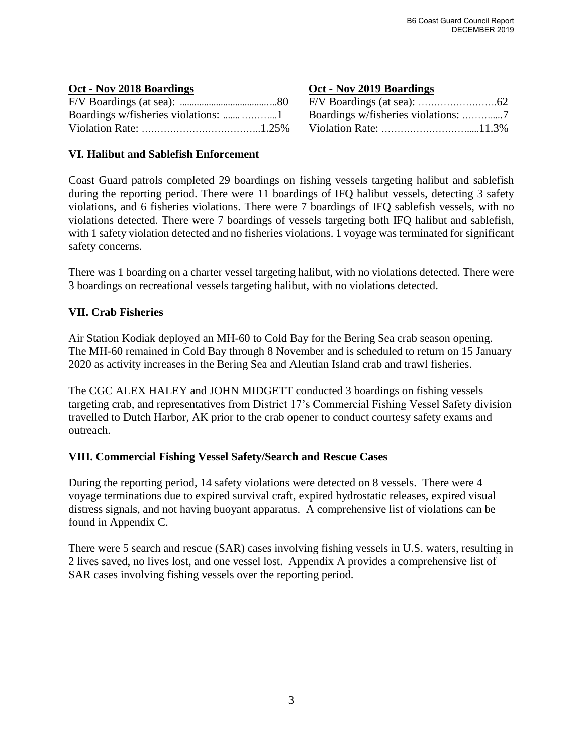| Oct - Nov 2018 Boardings | | Oct - Nov 2019 Boardings | |
|---|---|---|---|
| F/V Boardings (at sea): | 80 | F/V Boardings (at sea): | 62 |
| Boardings w/fisheries violations: | 1 | Boardings w/fisheries violations: | 7 |
| Violation Rate: | 1.25% | Violation Rate: | 11.3% |

## VI. Halibut and Sablefish Enforcement

Coast Guard patrols completed 29 boardings on fishing vessels targeting halibut and sablefish during the reporting period. There were 11 boardings of IFQ halibut vessels, detecting 3 safety violations, and 6 fisheries violations. There were 7 boardings of IFQ sablefish vessels, with no violations detected. There were 7 boardings of vessels targeting both IFQ halibut and sablefish, with 1 safety violation detected and no fisheries violations. 1 voyage was terminated for significant safety concerns.

There was 1 boarding on a charter vessel targeting halibut, with no violations detected. There were 3 boardings on recreational vessels targeting halibut, with no violations detected.

## VII. Crab Fisheries

Air Station Kodiak deployed an MH-60 to Cold Bay for the Bering Sea crab season opening. The MH-60 remained in Cold Bay through 8 November and is scheduled to return on 15 January 2020 as activity increases in the Bering Sea and Aleutian Island crab and trawl fisheries.

The CGC ALEX HALEY and JOHN MIDGETT conducted 3 boardings on fishing vessels targeting crab, and representatives from District 17's Commercial Fishing Vessel Safety division travelled to Dutch Harbor, AK prior to the crab opener to conduct courtesy safety exams and outreach.

## VIII. Commercial Fishing Vessel Safety/Search and Rescue Cases

During the reporting period, 14 safety violations were detected on 8 vessels. There were 4 voyage terminations due to expired survival craft, expired hydrostatic releases, expired visual distress signals, and not having buoyant apparatus. A comprehensive list of violations can be found in Appendix C.

There were 5 search and rescue (SAR) cases involving fishing vessels in U.S. waters, resulting in 2 lives saved, no lives lost, and one vessel lost. Appendix A provides a comprehensive list of SAR cases involving fishing vessels over the reporting period.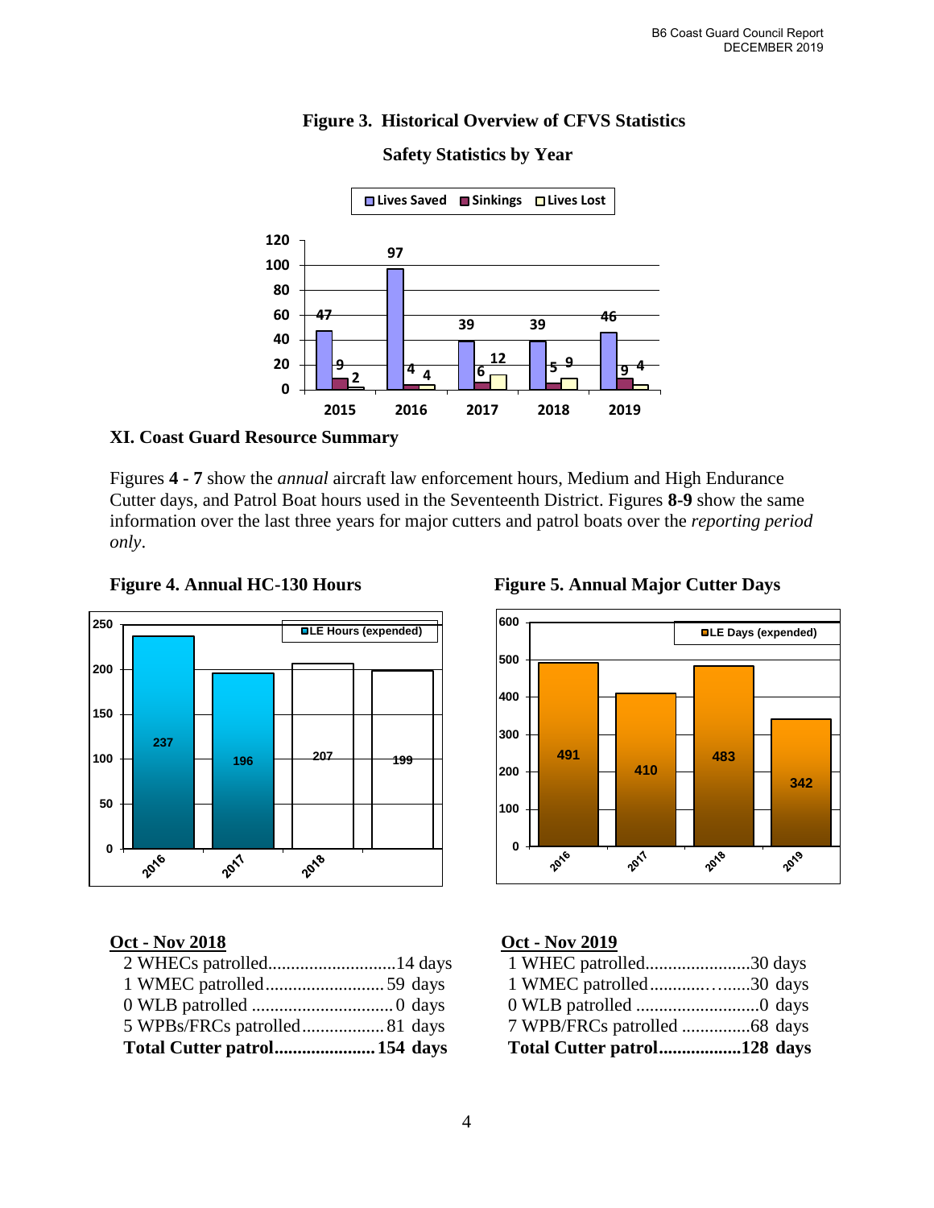### Figure 3. Historical Overview of CFVS Statistics

**Safety Statistics by Year**

| Year | Lives Saved | Sinkings | Lives Lost |
|---|---|---|---|
| 2015 | 47 | 9 | 2 |
| 2016 | 97 | 4 | 4 |
| 2017 | 39 | 6 | 12 |
| 2018 | 39 | 5 | 9 |
| 2019 | 46 | 9 | 4 |

## XI. Coast Guard Resource Summary

Figures **4 - 7** show the *annual* aircraft law enforcement hours, Medium and High Endurance Cutter days, and Patrol Boat hours used in the Seventeenth District. Figures **8-9** show the same information over the last three years for major cutters and patrol boats over the *reporting period only*.

**Figure 4. Annual HC-130 Hours**

| Year | LE Hours (expended) |
|---|---|
| 2016 | 237 |
| 2017 | 196 |
| 2018 | 207 |
| | 199 |

**Figure 5. Annual Major Cutter Days**

| Year | LE Days (expended) |
|---|---|
| 2016 | 491 |
| 2017 | 410 |
| 2018 | 483 |
| 2019 | 342 |

**Oct - Nov 2018**

- 2 WHECs patrolled............................14 days
- 1 WMEC patrolled..........................59 days
- 0 WLB patrolled ...............................0 days
- 5 WPBs/FRCs patrolled..................81 days
- **Total Cutter patrol......................154 days**

**Oct - Nov 2019**

- 1 WHEC patrolled.......................30 days
- 1 WMEC patrolled............…......30 days
- 0 WLB patrolled ...........................0 days
- 7 WPB/FRCs patrolled ...............68 days
- **Total Cutter patrol..................128 days**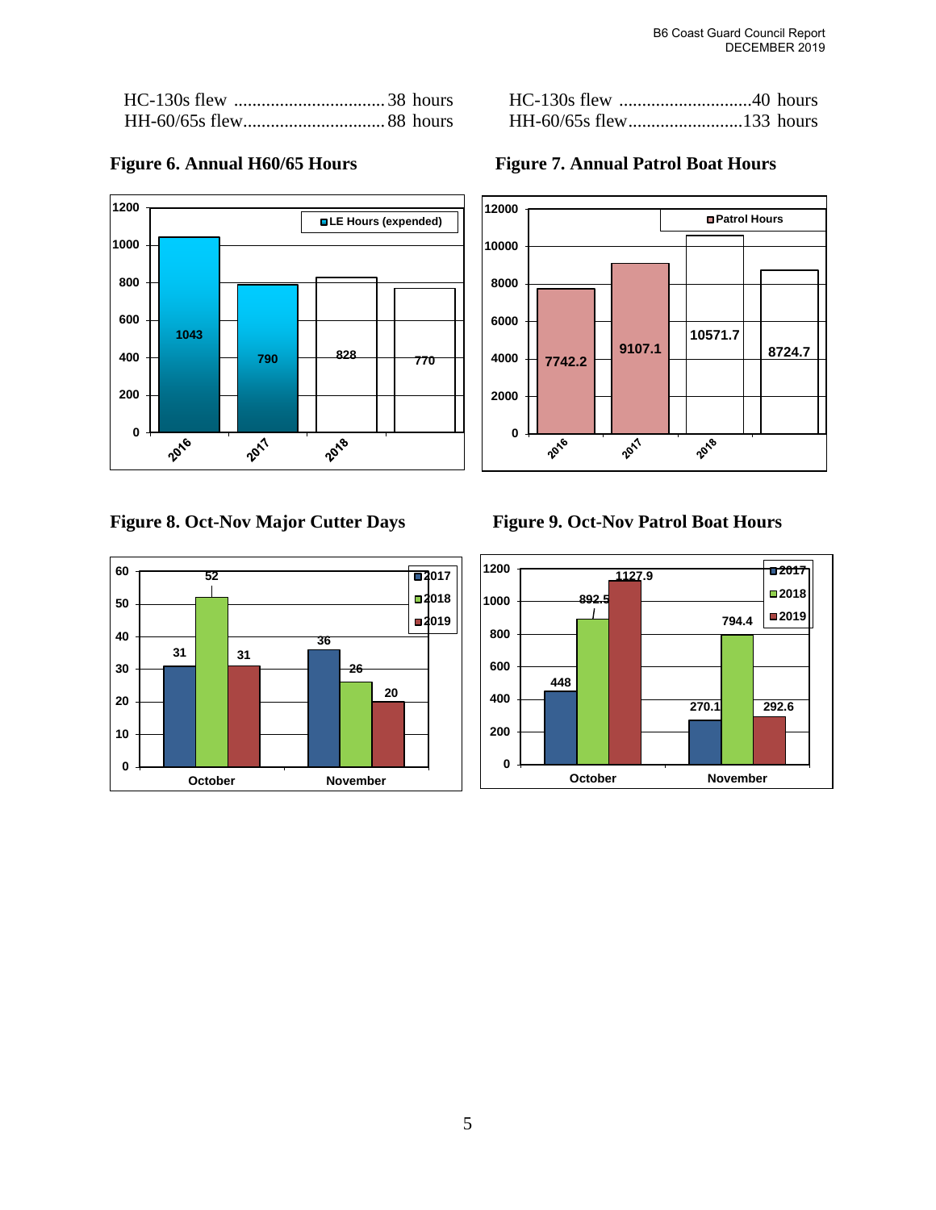| | |
|---|---|
| HC-130s flew | 38 hours |
| HH-60/65s flew | 88 hours |

| | |
|---|---|
| HC-130s flew | 40 hours |
| HH-60/65s flew | 133 hours |

**Figure 6. Annual H60/65 Hours**

| Year | LE Hours (expended) |
|---|---|
| 2016 | 1043 |
| 2017 | 790 |
| 2018 | 828 |
| | 770 |

**Figure 7. Annual Patrol Boat Hours**

| Year | Patrol Hours |
|---|---|
| 2016 | 7742.2 |
| 2017 | 9107.1 |
| 2018 | 10571.7 |
| | 8724.7 |

**Figure 8. Oct-Nov Major Cutter Days**

| | 2017 | 2018 | 2019 |
|---|---|---|---|
| October | 31 | 52 | 31 |
| November | 36 | 26 | 20 |

**Figure 9. Oct-Nov Patrol Boat Hours**

| | 2017 | 2018 | 2019 |
|---|---|---|---|
| October | 448 | 892.5 | 1127.9 |
| November | 270.1 | 794.4 | 292.6 |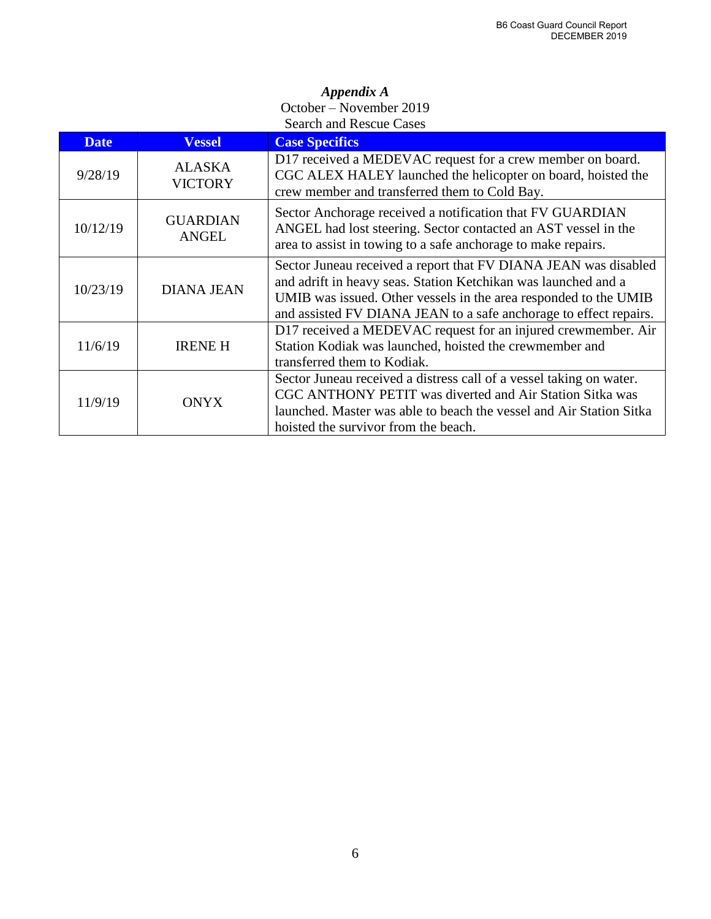***Appendix A***

October – November 2019

Search and Rescue Cases

| Date | Vessel | Case Specifics |
| --- | --- | --- |
| 9/28/19 | ALASKA VICTORY | D17 received a MEDEVAC request for a crew member on board. CGC ALEX HALEY launched the helicopter on board, hoisted the crew member and transferred them to Cold Bay. |
| 10/12/19 | GUARDIAN ANGEL | Sector Anchorage received a notification that FV GUARDIAN ANGEL had lost steering. Sector contacted an AST vessel in the area to assist in towing to a safe anchorage to make repairs. |
| 10/23/19 | DIANA JEAN | Sector Juneau received a report that FV DIANA JEAN was disabled and adrift in heavy seas. Station Ketchikan was launched and a UMIB was issued. Other vessels in the area responded to the UMIB and assisted FV DIANA JEAN to a safe anchorage to effect repairs. |
| 11/6/19 | IRENE H | D17 received a MEDEVAC request for an injured crewmember. Air Station Kodiak was launched, hoisted the crewmember and transferred them to Kodiak. |
| 11/9/19 | ONYX | Sector Juneau received a distress call of a vessel taking on water. CGC ANTHONY PETIT was diverted and Air Station Sitka was launched. Master was able to beach the vessel and Air Station Sitka hoisted the survivor from the beach. |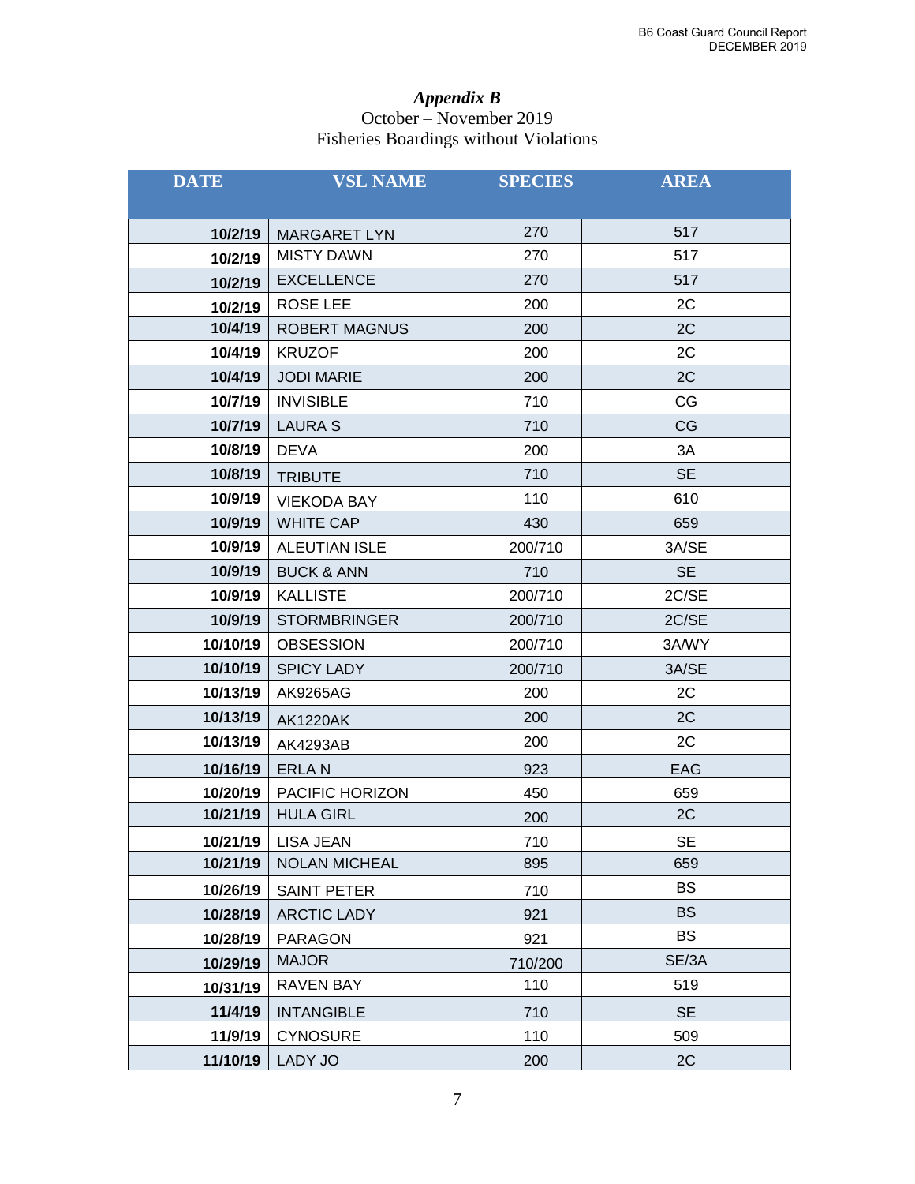# *Appendix B*

October – November 2019
Fisheries Boardings without Violations

| DATE | VSL NAME | SPECIES | AREA |
|---|---|---|---|
| 10/2/19 | MARGARET LYN | 270 | 517 |
| 10/2/19 | MISTY DAWN | 270 | 517 |
| 10/2/19 | EXCELLENCE | 270 | 517 |
| 10/2/19 | ROSE LEE | 200 | 2C |
| 10/4/19 | ROBERT MAGNUS | 200 | 2C |
| 10/4/19 | KRUZOF | 200 | 2C |
| 10/4/19 | JODI MARIE | 200 | 2C |
| 10/7/19 | INVISIBLE | 710 | CG |
| 10/7/19 | LAURA S | 710 | CG |
| 10/8/19 | DEVA | 200 | 3A |
| 10/8/19 | TRIBUTE | 710 | SE |
| 10/9/19 | VIEKODA BAY | 110 | 610 |
| 10/9/19 | WHITE CAP | 430 | 659 |
| 10/9/19 | ALEUTIAN ISLE | 200/710 | 3A/SE |
| 10/9/19 | BUCK & ANN | 710 | SE |
| 10/9/19 | KALLISTE | 200/710 | 2C/SE |
| 10/9/19 | STORMBRINGER | 200/710 | 2C/SE |
| 10/10/19 | OBSESSION | 200/710 | 3A/WY |
| 10/10/19 | SPICY LADY | 200/710 | 3A/SE |
| 10/13/19 | AK9265AG | 200 | 2C |
| 10/13/19 | AK1220AK | 200 | 2C |
| 10/13/19 | AK4293AB | 200 | 2C |
| 10/16/19 | ERLA N | 923 | EAG |
| 10/20/19 | PACIFIC HORIZON | 450 | 659 |
| 10/21/19 | HULA GIRL | 200 | 2C |
| 10/21/19 | LISA JEAN | 710 | SE |
| 10/21/19 | NOLAN MICHEAL | 895 | 659 |
| 10/26/19 | SAINT PETER | 710 | BS |
| 10/28/19 | ARCTIC LADY | 921 | BS |
| 10/28/19 | PARAGON | 921 | BS |
| 10/29/19 | MAJOR | 710/200 | SE/3A |
| 10/31/19 | RAVEN BAY | 110 | 519 |
| 11/4/19 | INTANGIBLE | 710 | SE |
| 11/9/19 | CYNOSURE | 110 | 509 |
| 11/10/19 | LADY JO | 200 | 2C |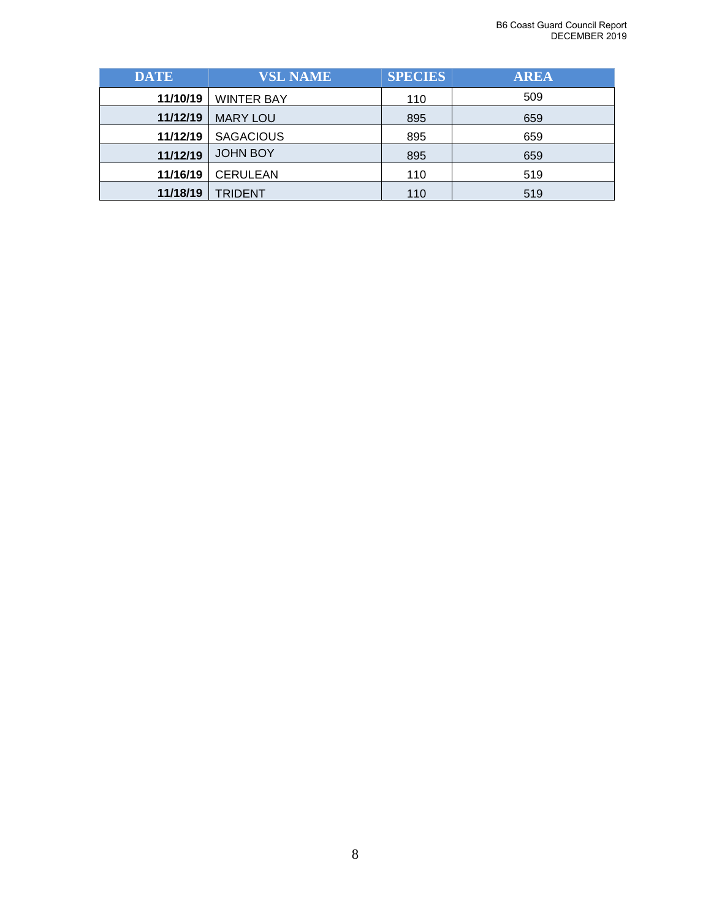| DATE | VSL NAME | SPECIES | AREA |
| --- | --- | --- | --- |
| **11/10/19** | WINTER BAY | 110 | 509 |
| **11/12/19** | MARY LOU | 895 | 659 |
| **11/12/19** | SAGACIOUS | 895 | 659 |
| **11/12/19** | JOHN BOY | 895 | 659 |
| **11/16/19** | CERULEAN | 110 | 519 |
| **11/18/19** | TRIDENT | 110 | 519 |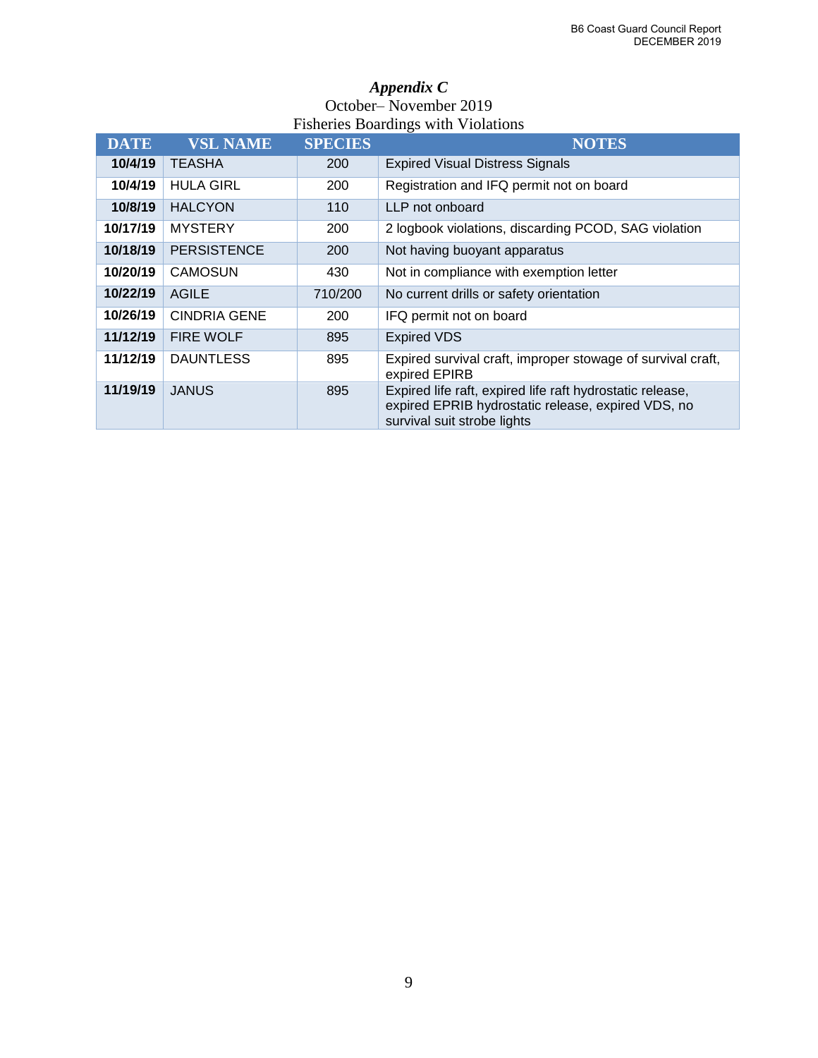# *Appendix C*

October– November 2019

Fisheries Boardings with Violations

| DATE | VSL NAME | SPECIES | NOTES |
| --- | --- | --- | --- |
| **10/4/19** | TEASHA | 200 | Expired Visual Distress Signals |
| **10/4/19** | HULA GIRL | 200 | Registration and IFQ permit not on board |
| **10/8/19** | HALCYON | 110 | LLP not onboard |
| **10/17/19** | MYSTERY | 200 | 2 logbook violations, discarding PCOD, SAG violation |
| **10/18/19** | PERSISTENCE | 200 | Not having buoyant apparatus |
| **10/20/19** | CAMOSUN | 430 | Not in compliance with exemption letter |
| **10/22/19** | AGILE | 710/200 | No current drills or safety orientation |
| **10/26/19** | CINDRIA GENE | 200 | IFQ permit not on board |
| **11/12/19** | FIRE WOLF | 895 | Expired VDS |
| **11/12/19** | DAUNTLESS | 895 | Expired survival craft, improper stowage of survival craft, expired EPIRB |
| **11/19/19** | JANUS | 895 | Expired life raft, expired life raft hydrostatic release, expired EPRIB hydrostatic release, expired VDS, no survival suit strobe lights |